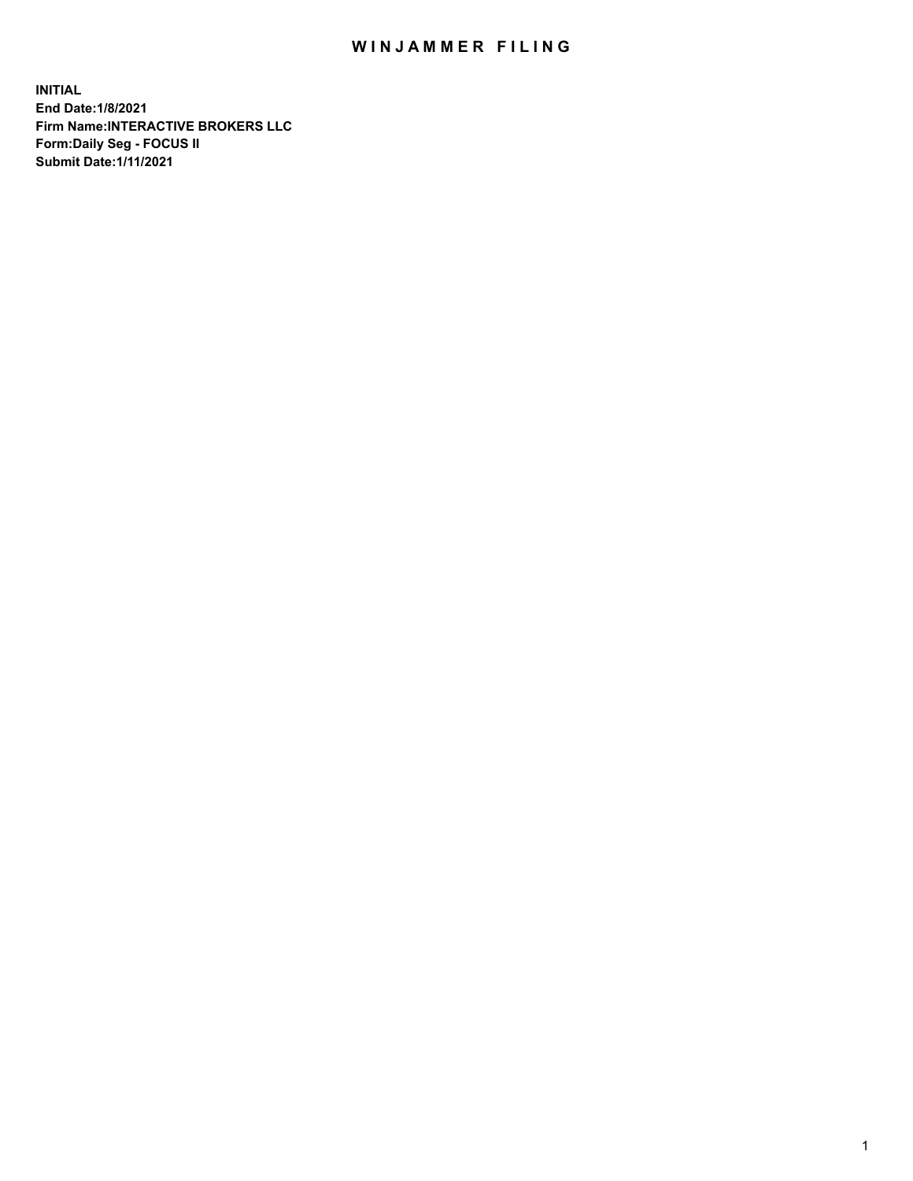# WINJAMMER FILING

**INITIAL**
**End Date:1/8/2021**
**Firm Name:INTERACTIVE BROKERS LLC**
**Form:Daily Seg - FOCUS II**
**Submit Date:1/11/2021**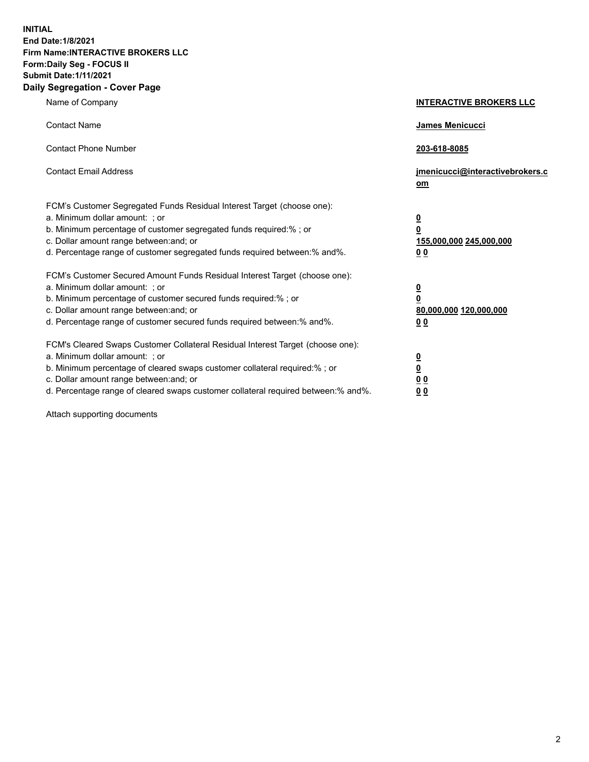**INITIAL**
**End Date:1/8/2021**
**Firm Name:INTERACTIVE BROKERS LLC**
**Form:Daily Seg - FOCUS II**
**Submit Date:1/11/2021**

## Daily Segregation - Cover Page

| | |
|---|---|
| Name of Company | **INTERACTIVE BROKERS LLC** |
| Contact Name | **James Menicucci** |
| Contact Phone Number | **203-618-8085** |
| Contact Email Address | **jmenicucci@interactivebrokers.com** |
| FCM's Customer Segregated Funds Residual Interest Target (choose one): | |
| a. Minimum dollar amount: ; or | **0** |
| b. Minimum percentage of customer segregated funds required:% ; or | **0** |
| c. Dollar amount range between:and; or | **155,000,000 245,000,000** |
| d. Percentage range of customer segregated funds required between:% and%. | **0 0** |
| FCM's Customer Secured Amount Funds Residual Interest Target (choose one): | |
| a. Minimum dollar amount: ; or | **0** |
| b. Minimum percentage of customer secured funds required:% ; or | **0** |
| c. Dollar amount range between:and; or | **80,000,000 120,000,000** |
| d. Percentage range of customer secured funds required between:% and%. | **0 0** |
| FCM's Cleared Swaps Customer Collateral Residual Interest Target (choose one): | |
| a. Minimum dollar amount: ; or | **0** |
| b. Minimum percentage of cleared swaps customer collateral required:% ; or | **0** |
| c. Dollar amount range between:and; or | **0 0** |
| d. Percentage range of cleared swaps customer collateral required between:% and%. | **0 0** |

Attach supporting documents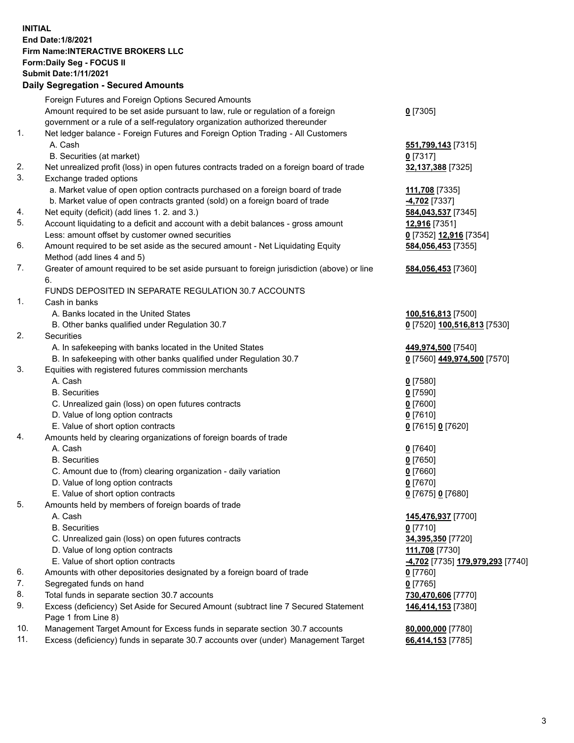**INITIAL**
**End Date:1/8/2021**
**Firm Name:INTERACTIVE BROKERS LLC**
**Form:Daily Seg - FOCUS II**
**Submit Date:1/11/2021**

### Daily Segregation - Secured Amounts

| | | |
|---|---|---|
| | Foreign Futures and Foreign Options Secured Amounts | |
| | Amount required to be set aside pursuant to law, rule or regulation of a foreign government or a rule of a self-regulatory organization authorized thereunder | **0** [7305] |
| 1. | Net ledger balance - Foreign Futures and Foreign Option Trading - All Customers | |
| | A. Cash | **551,799,143** [7315] |
| | B. Securities (at market) | **0** [7317] |
| 2. | Net unrealized profit (loss) in open futures contracts traded on a foreign board of trade | **32,137,388** [7325] |
| 3. | Exchange traded options | |
| | a. Market value of open option contracts purchased on a foreign board of trade | **111,708** [7335] |
| | b. Market value of open contracts granted (sold) on a foreign board of trade | **-4,702** [7337] |
| 4. | Net equity (deficit) (add lines 1. 2. and 3.) | **584,043,537** [7345] |
| 5. | Account liquidating to a deficit and account with a debit balances - gross amount | **12,916** [7351] |
| | Less: amount offset by customer owned securities | **0** [7352] **12,916** [7354] |
| 6. | Amount required to be set aside as the secured amount - Net Liquidating Equity Method (add lines 4 and 5) | **584,056,453** [7355] |
| 7. | Greater of amount required to be set aside pursuant to foreign jurisdiction (above) or line 6. | **584,056,453** [7360] |
| | FUNDS DEPOSITED IN SEPARATE REGULATION 30.7 ACCOUNTS | |
| 1. | Cash in banks | |
| | A. Banks located in the United States | **100,516,813** [7500] |
| | B. Other banks qualified under Regulation 30.7 | **0** [7520] **100,516,813** [7530] |
| 2. | Securities | |
| | A. In safekeeping with banks located in the United States | **449,974,500** [7540] |
| | B. In safekeeping with other banks qualified under Regulation 30.7 | **0** [7560] **449,974,500** [7570] |
| 3. | Equities with registered futures commission merchants | |
| | A. Cash | **0** [7580] |
| | B. Securities | **0** [7590] |
| | C. Unrealized gain (loss) on open futures contracts | **0** [7600] |
| | D. Value of long option contracts | **0** [7610] |
| | E. Value of short option contracts | **0** [7615] **0** [7620] |
| 4. | Amounts held by clearing organizations of foreign boards of trade | |
| | A. Cash | **0** [7640] |
| | B. Securities | **0** [7650] |
| | C. Amount due to (from) clearing organization - daily variation | **0** [7660] |
| | D. Value of long option contracts | **0** [7670] |
| | E. Value of short option contracts | **0** [7675] **0** [7680] |
| 5. | Amounts held by members of foreign boards of trade | |
| | A. Cash | **145,476,937** [7700] |
| | B. Securities | **0** [7710] |
| | C. Unrealized gain (loss) on open futures contracts | **34,395,350** [7720] |
| | D. Value of long option contracts | **111,708** [7730] |
| | E. Value of short option contracts | **-4,702** [7735] **179,979,293** [7740] |
| 6. | Amounts with other depositories designated by a foreign board of trade | **0** [7760] |
| 7. | Segregated funds on hand | **0** [7765] |
| 8. | Total funds in separate section 30.7 accounts | **730,470,606** [7770] |
| 9. | Excess (deficiency) Set Aside for Secured Amount (subtract line 7 Secured Statement Page 1 from Line 8) | **146,414,153** [7380] |
| 10. | Management Target Amount for Excess funds in separate section 30.7 accounts | **80,000,000** [7780] |
| 11. | Excess (deficiency) funds in separate 30.7 accounts over (under) Management Target | **66,414,153** [7785] |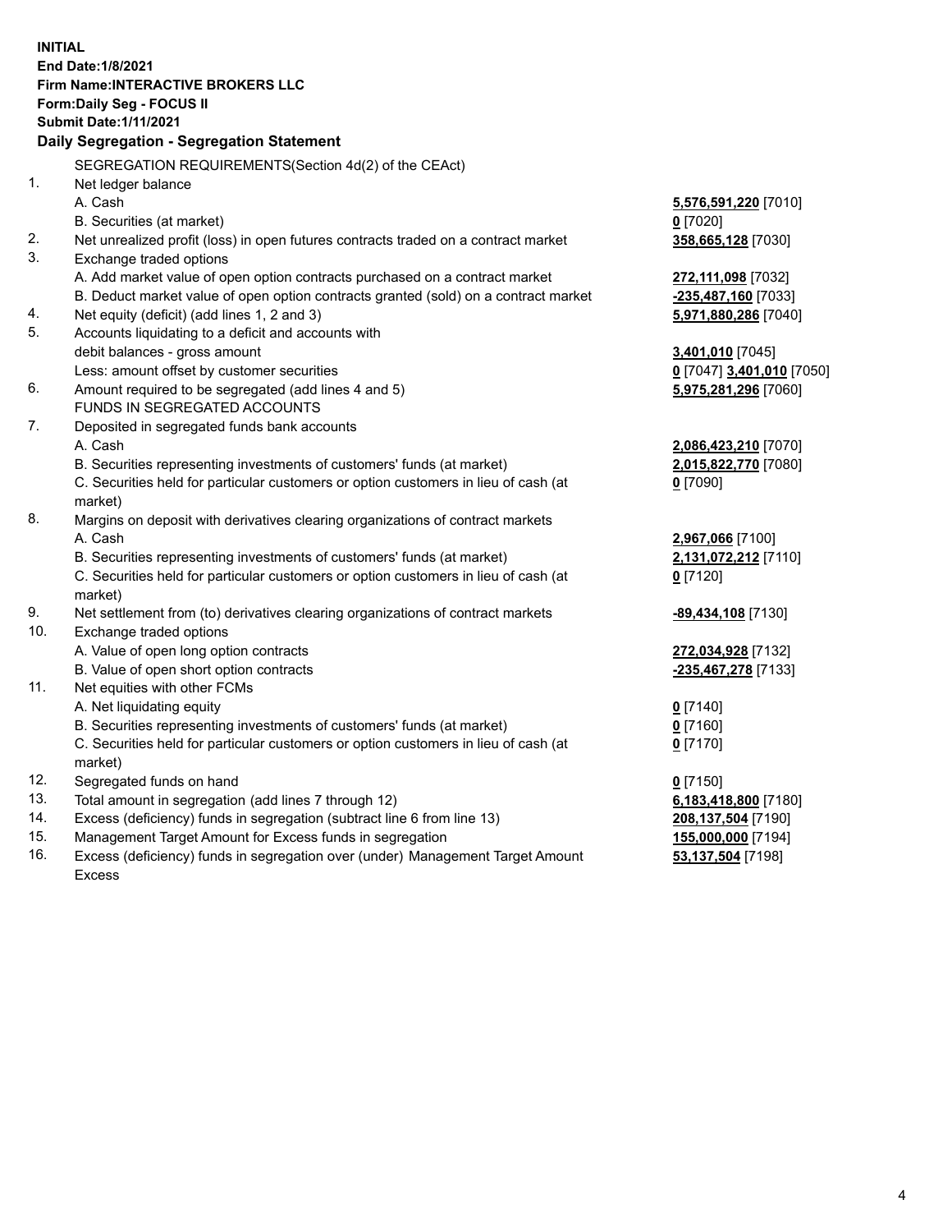**INITIAL**
**End Date:1/8/2021**
**Firm Name:INTERACTIVE BROKERS LLC**
**Form:Daily Seg - FOCUS II**
**Submit Date:1/11/2021**

## Daily Segregation - Segregation Statement

| | | |
|---|---|---|
| | SEGREGATION REQUIREMENTS(Section 4d(2) of the CEAct) | |
| 1. | Net ledger balance | |
| | A. Cash | **5,576,591,220** [7010] |
| | B. Securities (at market) | **0** [7020] |
| 2. | Net unrealized profit (loss) in open futures contracts traded on a contract market | **358,665,128** [7030] |
| 3. | Exchange traded options | |
| | A. Add market value of open option contracts purchased on a contract market | **272,111,098** [7032] |
| | B. Deduct market value of open option contracts granted (sold) on a contract market | **-235,487,160** [7033] |
| 4. | Net equity (deficit) (add lines 1, 2 and 3) | **5,971,880,286** [7040] |
| 5. | Accounts liquidating to a deficit and accounts with | |
| | debit balances - gross amount | **3,401,010** [7045] |
| | Less: amount offset by customer securities | **0** [7047] **3,401,010** [7050] |
| 6. | Amount required to be segregated (add lines 4 and 5) | **5,975,281,296** [7060] |
| | FUNDS IN SEGREGATED ACCOUNTS | |
| 7. | Deposited in segregated funds bank accounts | |
| | A. Cash | **2,086,423,210** [7070] |
| | B. Securities representing investments of customers' funds (at market) | **2,015,822,770** [7080] |
| | C. Securities held for particular customers or option customers in lieu of cash (at market) | **0** [7090] |
| 8. | Margins on deposit with derivatives clearing organizations of contract markets | |
| | A. Cash | **2,967,066** [7100] |
| | B. Securities representing investments of customers' funds (at market) | **2,131,072,212** [7110] |
| | C. Securities held for particular customers or option customers in lieu of cash (at market) | **0** [7120] |
| 9. | Net settlement from (to) derivatives clearing organizations of contract markets | **-89,434,108** [7130] |
| 10. | Exchange traded options | |
| | A. Value of open long option contracts | **272,034,928** [7132] |
| | B. Value of open short option contracts | **-235,467,278** [7133] |
| 11. | Net equities with other FCMs | |
| | A. Net liquidating equity | **0** [7140] |
| | B. Securities representing investments of customers' funds (at market) | **0** [7160] |
| | C. Securities held for particular customers or option customers in lieu of cash (at market) | **0** [7170] |
| 12. | Segregated funds on hand | **0** [7150] |
| 13. | Total amount in segregation (add lines 7 through 12) | **6,183,418,800** [7180] |
| 14. | Excess (deficiency) funds in segregation (subtract line 6 from line 13) | **208,137,504** [7190] |
| 15. | Management Target Amount for Excess funds in segregation | **155,000,000** [7194] |
| 16. | Excess (deficiency) funds in segregation over (under) Management Target Amount Excess | **53,137,504** [7198] |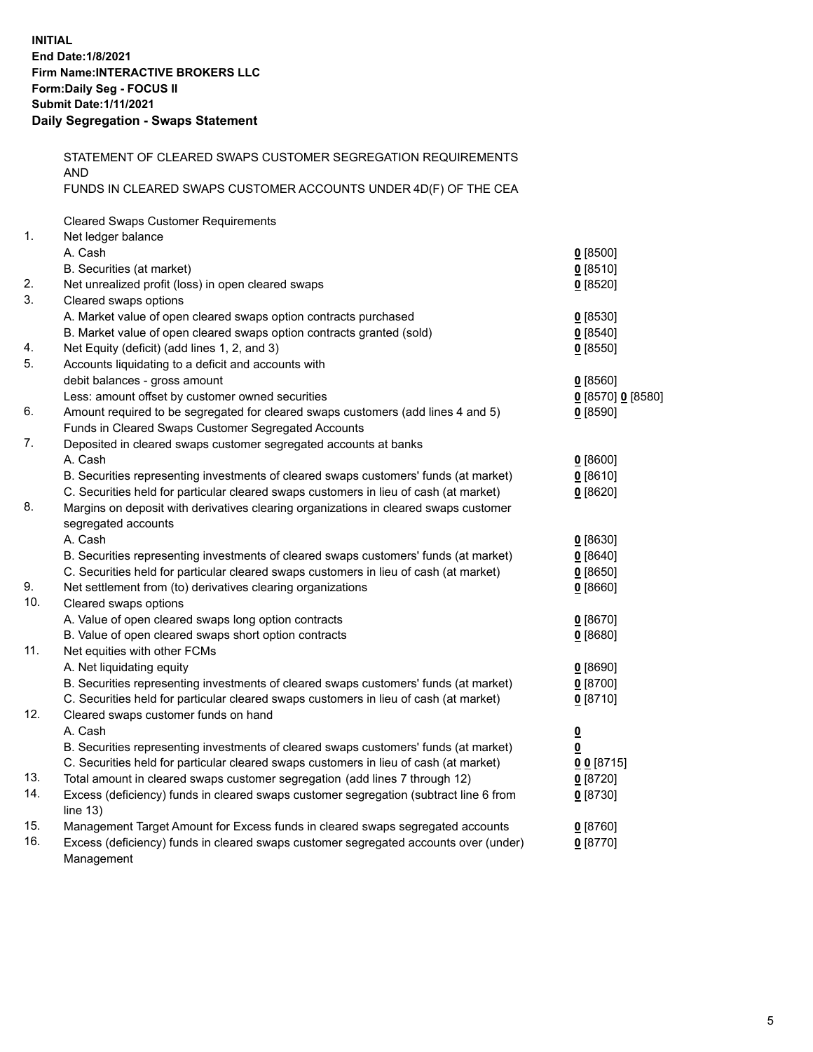**INITIAL**
**End Date:1/8/2021**
**Firm Name:INTERACTIVE BROKERS LLC**
**Form:Daily Seg - FOCUS II**
**Submit Date:1/11/2021**
**Daily Segregation - Swaps Statement**

STATEMENT OF CLEARED SWAPS CUSTOMER SEGREGATION REQUIREMENTS AND FUNDS IN CLEARED SWAPS CUSTOMER ACCOUNTS UNDER 4D(F) OF THE CEA

| | | |
|---|---|---|
| | Cleared Swaps Customer Requirements | |
| 1. | Net ledger balance | |
| | A. Cash | 0 [8500] |
| | B. Securities (at market) | 0 [8510] |
| 2. | Net unrealized profit (loss) in open cleared swaps | 0 [8520] |
| 3. | Cleared swaps options | |
| | A. Market value of open cleared swaps option contracts purchased | 0 [8530] |
| | B. Market value of open cleared swaps option contracts granted (sold) | 0 [8540] |
| 4. | Net Equity (deficit) (add lines 1, 2, and 3) | 0 [8550] |
| 5. | Accounts liquidating to a deficit and accounts with | |
| | debit balances - gross amount | 0 [8560] |
| | Less: amount offset by customer owned securities | 0 [8570] 0 [8580] |
| 6. | Amount required to be segregated for cleared swaps customers (add lines 4 and 5) | 0 [8590] |
| | Funds in Cleared Swaps Customer Segregated Accounts | |
| 7. | Deposited in cleared swaps customer segregated accounts at banks | |
| | A. Cash | 0 [8600] |
| | B. Securities representing investments of cleared swaps customers' funds (at market) | 0 [8610] |
| | C. Securities held for particular cleared swaps customers in lieu of cash (at market) | 0 [8620] |
| 8. | Margins on deposit with derivatives clearing organizations in cleared swaps customer segregated accounts | |
| | A. Cash | 0 [8630] |
| | B. Securities representing investments of cleared swaps customers' funds (at market) | 0 [8640] |
| | C. Securities held for particular cleared swaps customers in lieu of cash (at market) | 0 [8650] |
| 9. | Net settlement from (to) derivatives clearing organizations | 0 [8660] |
| 10. | Cleared swaps options | |
| | A. Value of open cleared swaps long option contracts | 0 [8670] |
| | B. Value of open cleared swaps short option contracts | 0 [8680] |
| 11. | Net equities with other FCMs | |
| | A. Net liquidating equity | 0 [8690] |
| | B. Securities representing investments of cleared swaps customers' funds (at market) | 0 [8700] |
| | C. Securities held for particular cleared swaps customers in lieu of cash (at market) | 0 [8710] |
| 12. | Cleared swaps customer funds on hand | |
| | A. Cash | 0 |
| | B. Securities representing investments of cleared swaps customers' funds (at market) | 0 |
| | C. Securities held for particular cleared swaps customers in lieu of cash (at market) | 0 0 [8715] |
| 13. | Total amount in cleared swaps customer segregation (add lines 7 through 12) | 0 [8720] |
| 14. | Excess (deficiency) funds in cleared swaps customer segregation (subtract line 6 from line 13) | 0 [8730] |
| 15. | Management Target Amount for Excess funds in cleared swaps segregated accounts | 0 [8760] |
| 16. | Excess (deficiency) funds in cleared swaps customer segregated accounts over (under) Management | 0 [8770] |